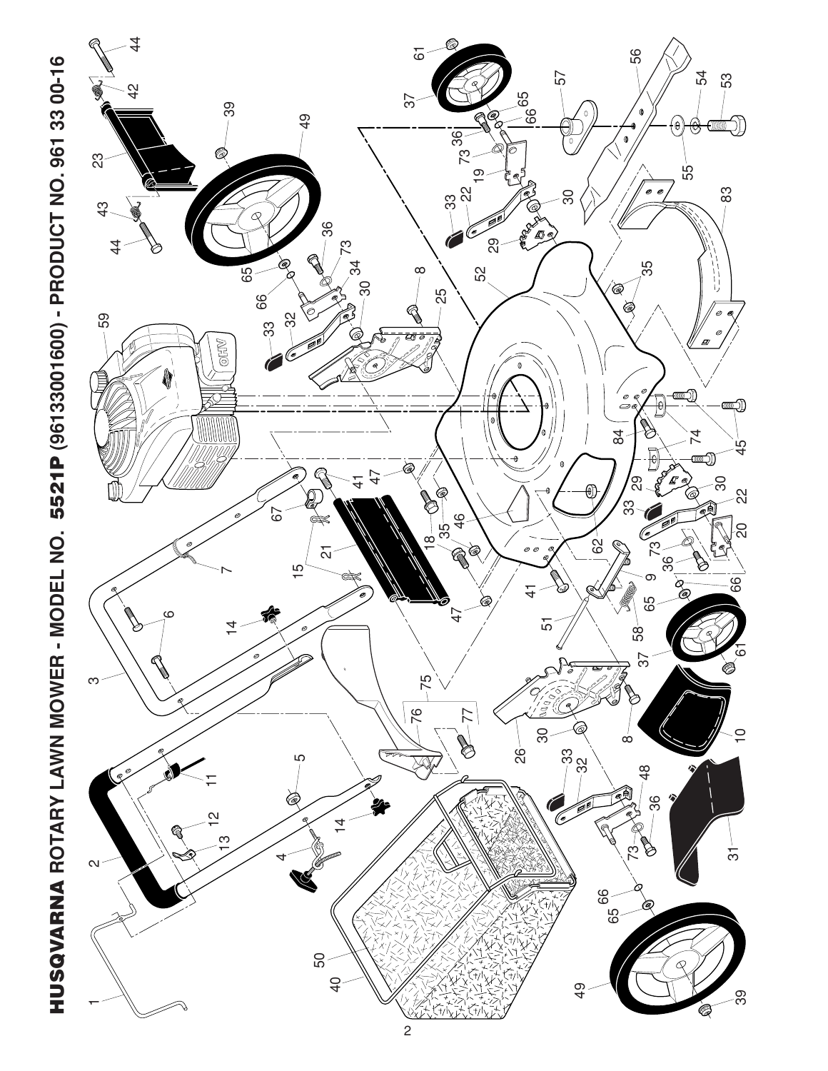# HUSQVARNA ROTARY LAWN MOWER - MODEL NO. 5521P (96133001600) - PRODUCT NO. 961 33 00-16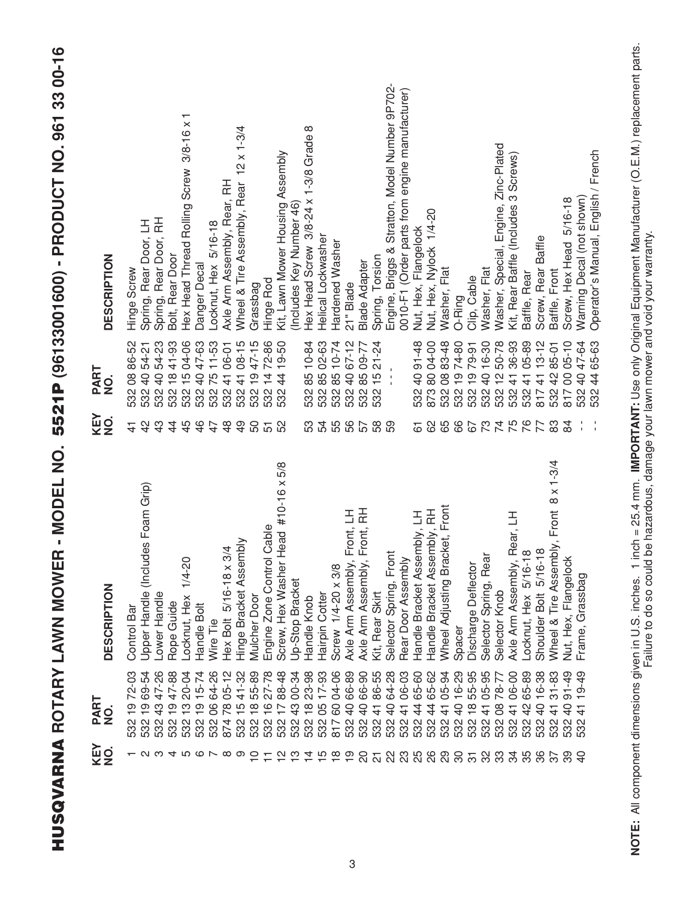# HUSQVARNA ROTARY LAWN MOWER - MODEL NO. 5521P (96133001600) - PRODUCT NO. 961 33 00-16

| KEY NO. | PART NO. | DESCRIPTION |
|---|---|---|
| 1 | 532 19 72-03 | Control Bar |
| 2 | 532 19 69-54 | Upper Handle (Includes Foam Grip) |
| 3 | 532 43 47-26 | Lower Handle |
| 4 | 532 19 47-88 | Rope Guide |
| 5 | 532 13 20-04 | Locknut, Hex 1/4-20 |
| 6 | 532 19 15-74 | Handle Bolt |
| 7 | 532 06 64-26 | Wire Tie |
| 8 | 874 78 05-12 | Hex Bolt 5/16-18 x 3/4 |
| 9 | 532 15 41-32 | Hinge Bracket Assembly |
| 10 | 532 18 55-89 | Mulcher Door |
| 11 | 532 16 27-78 | Engine Zone Control Cable |
| 12 | 532 17 88-48 | Screw, Hex Washer Head #10-16 x 5/8 |
| 13 | 532 43 00-34 | Up-Stop Bracket |
| 14 | 532 18 23-98 | Handle Knob |
| 15 | 532 05 17-93 | Hairpin Cotter |
| 18 | 817 60 04-06 | Screw 1/4-20 x 3/8 |
| 19 | 532 40 66-89 | Axle Arm Assembly, Front, LH |
| 20 | 532 40 66-90 | Axle Arm Assembly, Front, RH |
| 21 | 532 41 86-55 | Kit, Rear Skirt |
| 22 | 532 40 64-28 | Selector Spring, Front |
| 23 | 532 41 06-03 | Rear Door Assembly |
| 25 | 532 44 65-60 | Handle Bracket Assembly, LH |
| 26 | 532 44 65-62 | Handle Bracket Assembly, RH |
| 29 | 532 41 05-94 | Wheel Adjusting Bracket, Front |
| 30 | 532 40 16-29 | Spacer |
| 31 | 532 18 55-95 | Discharge Deflector |
| 32 | 532 41 05-95 | Selector Spring, Rear |
| 33 | 532 08 78-77 | Selector Knob |
| 34 | 532 41 06-00 | Axle Arm Assembly, Rear, LH |
| 35 | 532 42 65-89 | Locknut, Hex 5/16-18 |
| 36 | 532 40 16-38 | Shoulder Bolt 5/16-18 |
| 37 | 532 41 31-83 | Wheel & Tire Assembly, Front 8 x 1-3/4 |
| 39 | 532 40 91-49 | Nut, Hex, Flangelock |
| 40 | 532 41 19-49 | Frame, Grassbag |
| 41 | 532 08 86-52 | Hinge Screw |
| 42 | 532 40 54-21 | Spring, Rear Door, LH |
| 43 | 532 40 54-23 | Spring, Rear Door, RH |
| 44 | 532 18 41-93 | Bolt, Rear Door |
| 45 | 532 15 04-06 | Hex Head Thread Rolling Screw 3/8-16 x 1 |
| 46 | 532 40 47-63 | Danger Decal |
| 47 | 532 75 11-53 | Locknut, Hex 5/16-18 |
| 48 | 532 41 06-01 | Axle Arm Assembly, Rear, RH |
| 49 | 532 41 08-15 | Wheel & Tire Assembly, Rear 12 x 1-3/4 |
| 50 | 532 19 47-15 | Grassbag |
| 51 | 532 14 72-86 | Hinge Rod |
| 52 | 532 44 19-50 | Kit, Lawn Mower Housing Assembly (Includes Key Number 46) |
| 53 | 532 85 10-84 | Hex Head Screw 3/8-24 x 1-3/8 Grade 8 |
| 54 | 532 85 02-63 | Helical Lockwasher |
| 55 | 532 85 10-74 | Hardened Washer |
| 56 | 532 40 67-12 | 21" Blade |
| 57 | 532 85 09-77 | Blade Adapter |
| 58 | 532 15 21-24 | Spring, Torsion |
| 59 | - - - | Engine, Briggs & Stratton, Model Number 9P702-0010-F1 (Order parts from engine manufacturer) |
| 61 | 532 40 91-48 | Nut, Hex, Flangelock |
| 62 | 873 80 04-00 | Nut, Hex, Nylock 1/4-20 |
| 65 | 532 08 83-48 | Washer, Flat |
| 66 | 532 19 74-80 | O-Ring |
| 67 | 532 19 79-91 | Clip, Cable |
| 73 | 532 40 16-30 | Washer, Flat |
| 74 | 532 12 50-78 | Washer, Special, Engine, Zinc-Plated |
| 75 | 532 41 36-93 | Kit, Rear Baffle (Includes 3 Screws) |
| 76 | 532 41 05-89 | Baffle, Rear |
| 77 | 817 41 13-12 | Screw, Rear Baffle |
| 83 | 532 42 85-01 | Baffle, Front |
| 84 | 817 00 05-10 | Screw, Hex Head 5/16-18 |
| - - | 532 40 47-64 | Warning Decal (not shown) |
| - - | 532 44 65-63 | Operator's Manual, English / French |

**NOTE:** All component dimensions given in U.S. inches. 1 inch = 25.4 mm. **IMPORTANT:** Use only Original Equipment Manufacturer (O.E.M.) replacement parts. Failure to do so could be hazardous, damage your lawn mower and void your warranty.